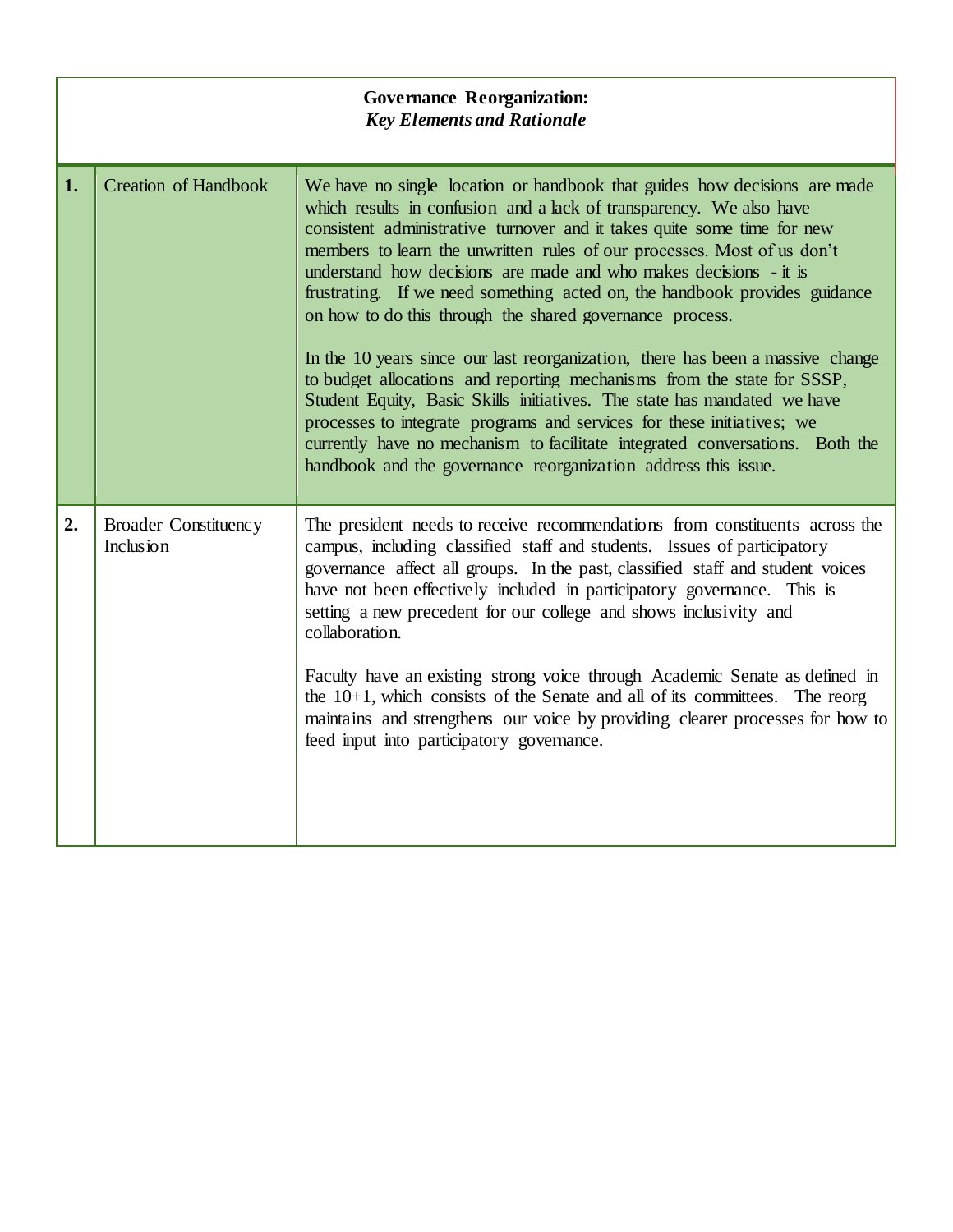**Governance Reorganization:**
***Key Elements and Rationale***

| | | |
|---|---|---|
| **1.** | Creation of Handbook | We have no single location or handbook that guides how decisions are made which results in confusion and a lack of transparency. We also have consistent administrative turnover and it takes quite some time for new members to learn the unwritten rules of our processes. Most of us don't understand how decisions are made and who makes decisions - it is frustrating. If we need something acted on, the handbook provides guidance on how to do this through the shared governance process.<br><br>In the 10 years since our last reorganization, there has been a massive change to budget allocations and reporting mechanisms from the state for SSSP, Student Equity, Basic Skills initiatives. The state has mandated we have processes to integrate programs and services for these initiatives; we currently have no mechanism to facilitate integrated conversations. Both the handbook and the governance reorganization address this issue. |
| **2.** | Broader Constituency Inclusion | The president needs to receive recommendations from constituents across the campus, including classified staff and students. Issues of participatory governance affect all groups. In the past, classified staff and student voices have not been effectively included in participatory governance. This is setting a new precedent for our college and shows inclusivity and collaboration.<br><br>Faculty have an existing strong voice through Academic Senate as defined in the 10+1, which consists of the Senate and all of its committees. The reorg maintains and strengthens our voice by providing clearer processes for how to feed input into participatory governance. |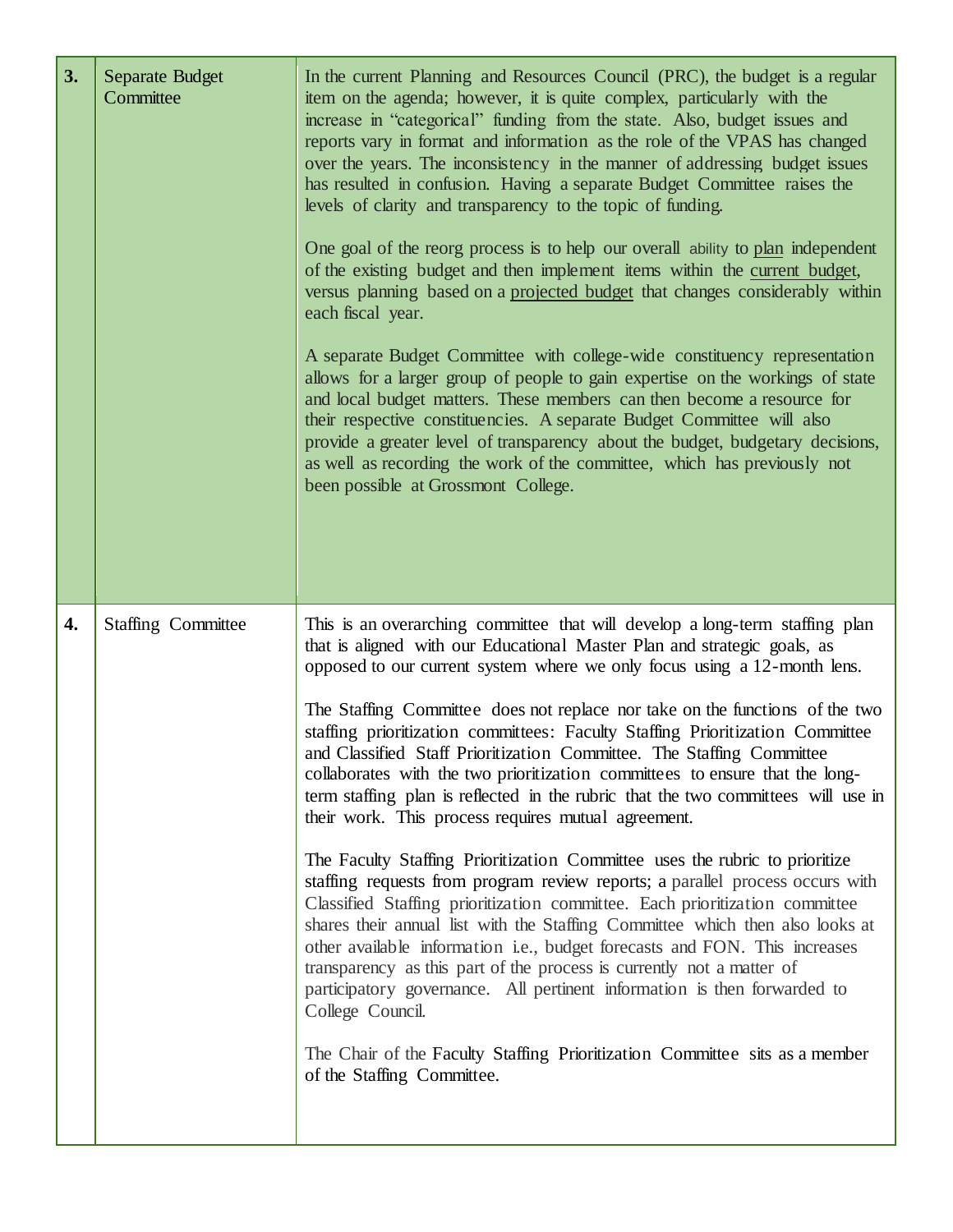| | | |
|---|---|---|
| **3.** | Separate Budget Committee | In the current Planning and Resources Council (PRC), the budget is a regular item on the agenda; however, it is quite complex, particularly with the increase in "categorical" funding from the state. Also, budget issues and reports vary in format and information as the role of the VPAS has changed over the years. The inconsistency in the manner of addressing budget issues has resulted in confusion. Having a separate Budget Committee raises the levels of clarity and transparency to the topic of funding.<br><br>One goal of the reorg process is to help our overall ability to plan independent of the existing budget and then implement items within the current budget, versus planning based on a projected budget that changes considerably within each fiscal year.<br><br>A separate Budget Committee with college-wide constituency representation allows for a larger group of people to gain expertise on the workings of state and local budget matters. These members can then become a resource for their respective constituencies. A separate Budget Committee will also provide a greater level of transparency about the budget, budgetary decisions, as well as recording the work of the committee, which has previously not been possible at Grossmont College. |
| **4.** | Staffing Committee | This is an overarching committee that will develop a long-term staffing plan that is aligned with our Educational Master Plan and strategic goals, as opposed to our current system where we only focus using a 12-month lens.<br><br>The Staffing Committee does not replace nor take on the functions of the two staffing prioritization committees: Faculty Staffing Prioritization Committee and Classified Staff Prioritization Committee. The Staffing Committee collaborates with the two prioritization committees to ensure that the long-term staffing plan is reflected in the rubric that the two committees will use in their work. This process requires mutual agreement.<br><br>The Faculty Staffing Prioritization Committee uses the rubric to prioritize staffing requests from program review reports; a parallel process occurs with Classified Staffing prioritization committee. Each prioritization committee shares their annual list with the Staffing Committee which then also looks at other available information i.e., budget forecasts and FON. This increases transparency as this part of the process is currently not a matter of participatory governance. All pertinent information is then forwarded to College Council.<br><br>The Chair of the Faculty Staffing Prioritization Committee sits as a member of the Staffing Committee. |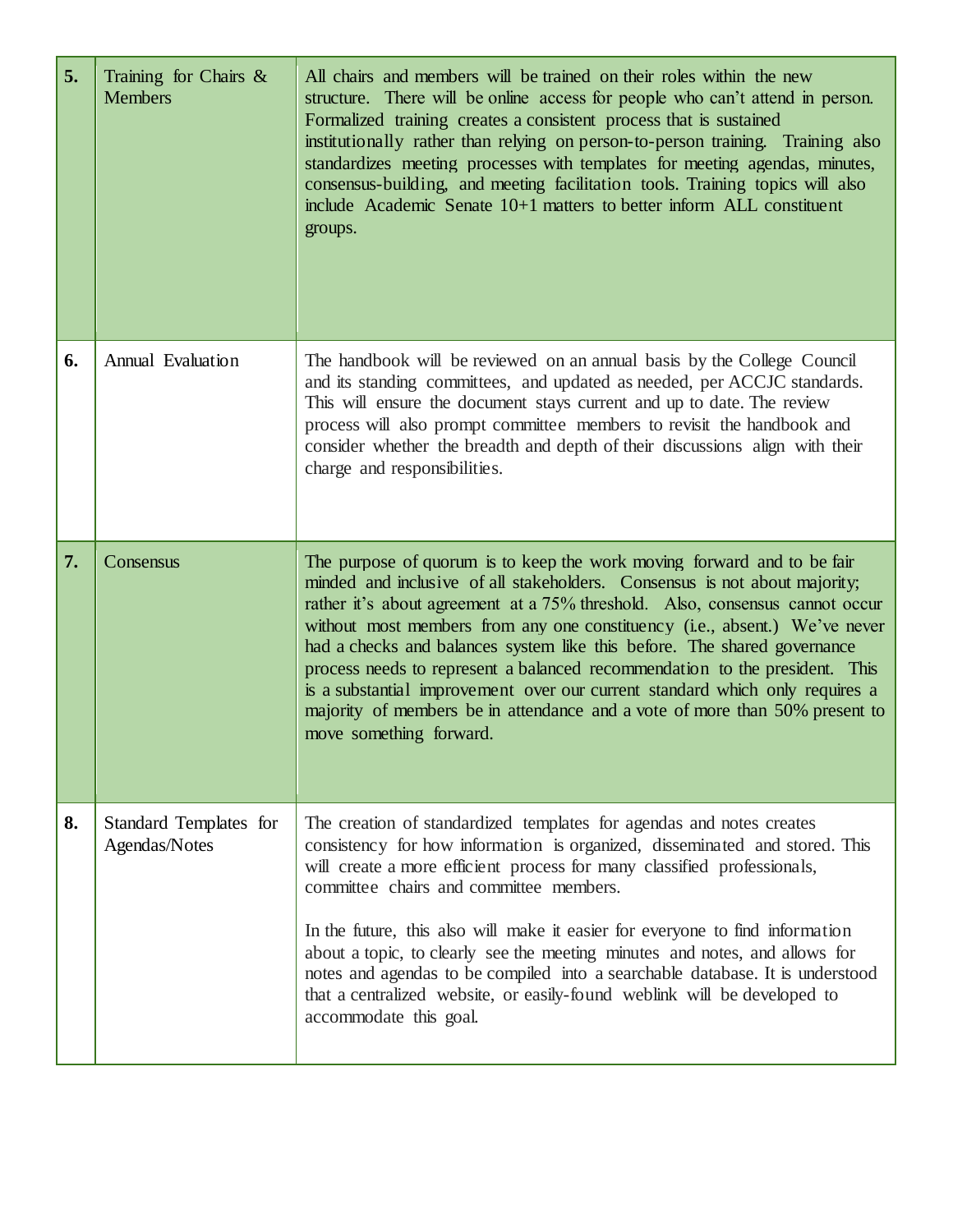| | | |
|---|---|---|
| **5.** | Training for Chairs & Members | All chairs and members will be trained on their roles within the new structure. There will be online access for people who can't attend in person. Formalized training creates a consistent process that is sustained institutionally rather than relying on person-to-person training. Training also standardizes meeting processes with templates for meeting agendas, minutes, consensus-building, and meeting facilitation tools. Training topics will also include Academic Senate 10+1 matters to better inform ALL constituent groups. |
| **6.** | Annual Evaluation | The handbook will be reviewed on an annual basis by the College Council and its standing committees, and updated as needed, per ACCJC standards. This will ensure the document stays current and up to date. The review process will also prompt committee members to revisit the handbook and consider whether the breadth and depth of their discussions align with their charge and responsibilities. |
| **7.** | Consensus | The purpose of quorum is to keep the work moving forward and to be fair minded and inclusive of all stakeholders. Consensus is not about majority; rather it's about agreement at a 75% threshold. Also, consensus cannot occur without most members from any one constituency (i.e., absent.) We've never had a checks and balances system like this before. The shared governance process needs to represent a balanced recommendation to the president. This is a substantial improvement over our current standard which only requires a majority of members be in attendance and a vote of more than 50% present to move something forward. |
| **8.** | Standard Templates for Agendas/Notes | The creation of standardized templates for agendas and notes creates consistency for how information is organized, disseminated and stored. This will create a more efficient process for many classified professionals, committee chairs and committee members.<br><br>In the future, this also will make it easier for everyone to find information about a topic, to clearly see the meeting minutes and notes, and allows for notes and agendas to be compiled into a searchable database. It is understood that a centralized website, or easily-found weblink will be developed to accommodate this goal. |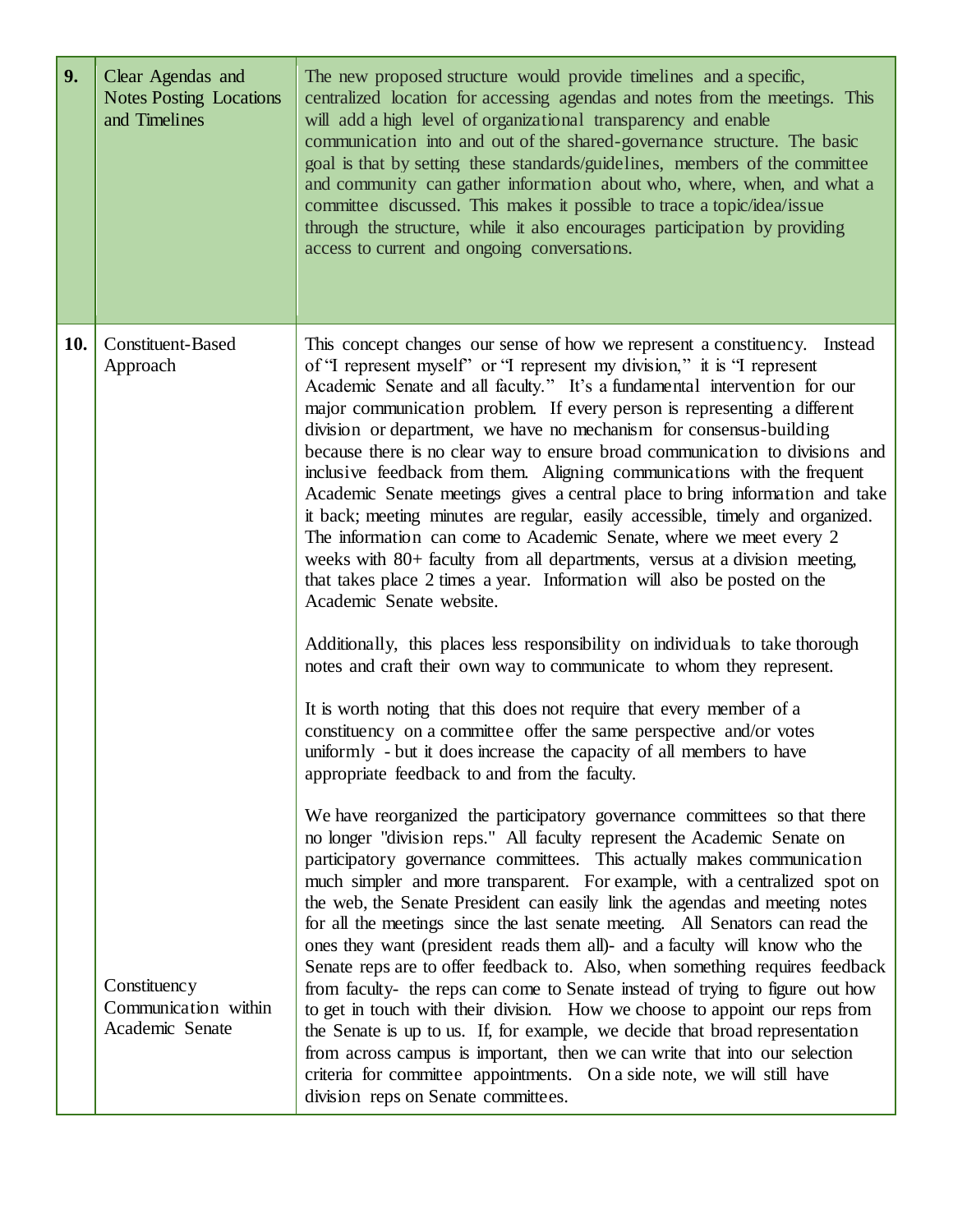| | | |
|---|---|---|
| **9.** | Clear Agendas and Notes Posting Locations and Timelines | The new proposed structure would provide timelines and a specific, centralized location for accessing agendas and notes from the meetings. This will add a high level of organizational transparency and enable communication into and out of the shared-governance structure. The basic goal is that by setting these standards/guidelines, members of the committee and community can gather information about who, where, when, and what a committee discussed. This makes it possible to trace a topic/idea/issue through the structure, while it also encourages participation by providing access to current and ongoing conversations. |
| **10.** | Constituent-Based Approach<br><br>Constituency Communication within Academic Senate | This concept changes our sense of how we represent a constituency. Instead of "I represent myself" or "I represent my division," it is "I represent Academic Senate and all faculty." It's a fundamental intervention for our major communication problem. If every person is representing a different division or department, we have no mechanism for consensus-building because there is no clear way to ensure broad communication to divisions and inclusive feedback from them. Aligning communications with the frequent Academic Senate meetings gives a central place to bring information and take it back; meeting minutes are regular, easily accessible, timely and organized. The information can come to Academic Senate, where we meet every 2 weeks with 80+ faculty from all departments, versus at a division meeting, that takes place 2 times a year. Information will also be posted on the Academic Senate website.<br><br>Additionally, this places less responsibility on individuals to take thorough notes and craft their own way to communicate to whom they represent.<br><br>It is worth noting that this does not require that every member of a constituency on a committee offer the same perspective and/or votes uniformly - but it does increase the capacity of all members to have appropriate feedback to and from the faculty.<br><br>We have reorganized the participatory governance committees so that there no longer "division reps." All faculty represent the Academic Senate on participatory governance committees. This actually makes communication much simpler and more transparent. For example, with a centralized spot on the web, the Senate President can easily link the agendas and meeting notes for all the meetings since the last senate meeting. All Senators can read the ones they want (president reads them all)- and a faculty will know who the Senate reps are to offer feedback to. Also, when something requires feedback from faculty- the reps can come to Senate instead of trying to figure out how to get in touch with their division. How we choose to appoint our reps from the Senate is up to us. If, for example, we decide that broad representation from across campus is important, then we can write that into our selection criteria for committee appointments. On a side note, we will still have division reps on Senate committees. |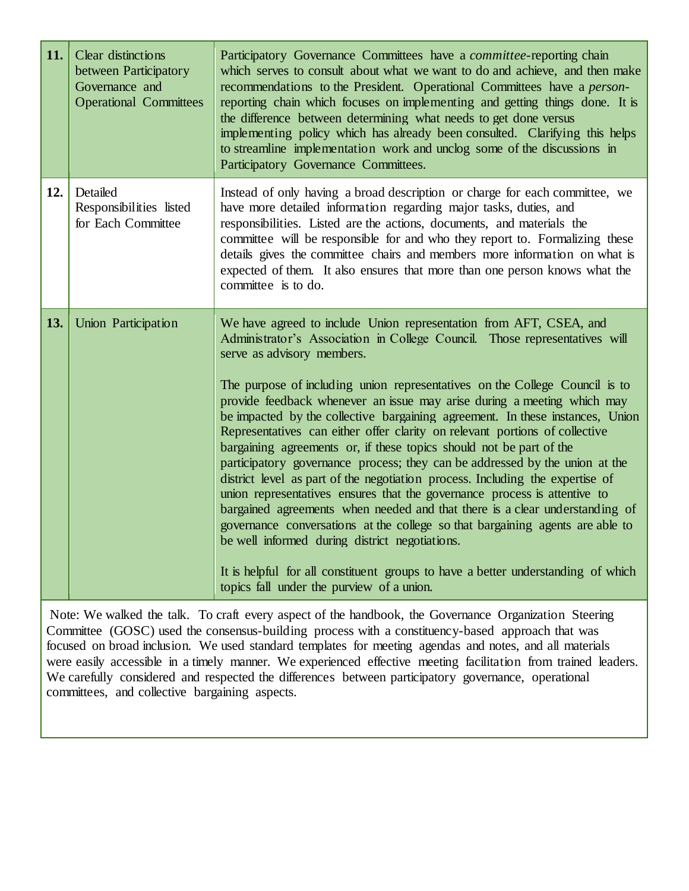| | | |
|---|---|---|
| **11.** | Clear distinctions between Participatory Governance and Operational Committees | Participatory Governance Committees have a *committee*-reporting chain which serves to consult about what we want to do and achieve, and then make recommendations to the President. Operational Committees have a *person*-reporting chain which focuses on implementing and getting things done. It is the difference between determining what needs to get done versus implementing policy which has already been consulted. Clarifying this helps to streamline implementation work and unclog some of the discussions in Participatory Governance Committees. |
| **12.** | Detailed Responsibilities listed for Each Committee | Instead of only having a broad description or charge for each committee, we have more detailed information regarding major tasks, duties, and responsibilities. Listed are the actions, documents, and materials the committee will be responsible for and who they report to. Formalizing these details gives the committee chairs and members more information on what is expected of them. It also ensures that more than one person knows what the committee is to do. |
| **13.** | Union Participation | We have agreed to include Union representation from AFT, CSEA, and Administrator's Association in College Council. Those representatives will serve as advisory members.<br><br>The purpose of including union representatives on the College Council is to provide feedback whenever an issue may arise during a meeting which may be impacted by the collective bargaining agreement. In these instances, Union Representatives can either offer clarity on relevant portions of collective bargaining agreements or, if these topics should not be part of the participatory governance process; they can be addressed by the union at the district level as part of the negotiation process. Including the expertise of union representatives ensures that the governance process is attentive to bargained agreements when needed and that there is a clear understanding of governance conversations at the college so that bargaining agents are able to be well informed during district negotiations.<br><br>It is helpful for all constituent groups to have a better understanding of which topics fall under the purview of a union. |

Note: We walked the talk. To craft every aspect of the handbook, the Governance Organization Steering Committee (GOSC) used the consensus-building process with a constituency-based approach that was focused on broad inclusion. We used standard templates for meeting agendas and notes, and all materials were easily accessible in a timely manner. We experienced effective meeting facilitation from trained leaders. We carefully considered and respected the differences between participatory governance, operational committees, and collective bargaining aspects.